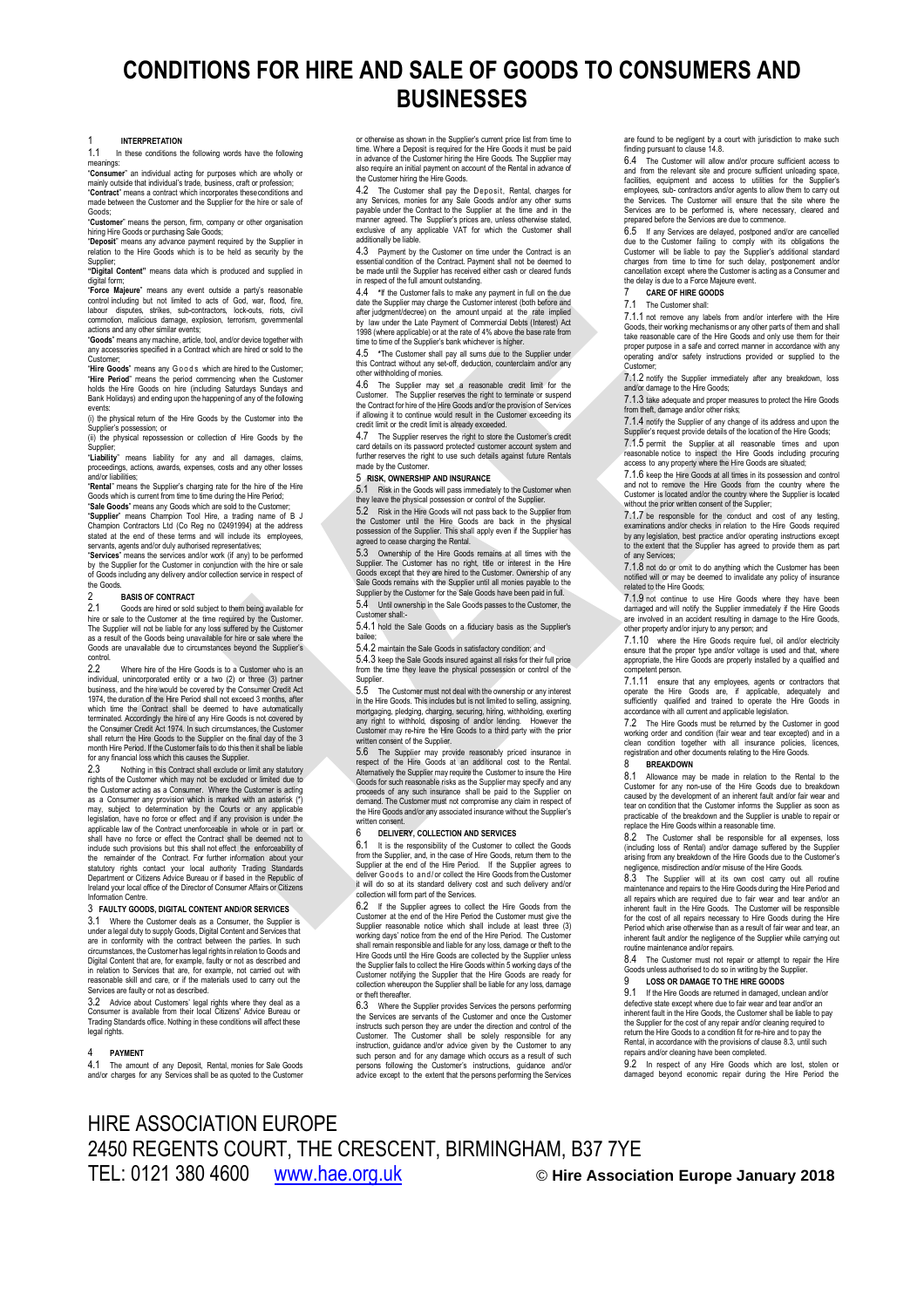# CONDITIONS FOR HIRE AND SALE OF GOODS TO CONSUMERS AND BUSINESSES

## 1 INTERPRETATION

1.1 In these conditions the following words have the following meanings:

"**Consumer**" an individual acting for purposes which are wholly or mainly outside that individual's trade, business, craft or profession;

"**Contract**" means a contract which incorporates these conditions and made between the Customer and the Supplier for the hire or sale of Goods;

"**Customer**" means the person, firm, company or other organisation hiring Hire Goods or purchasing Sale Goods;

"**Deposit**" means any advance payment required by the Supplier in relation to the Hire Goods which is to be held as security by the Supplier;

**"Digital Content"** means data which is produced and supplied in digital form;

"**Force Majeure**" means any event outside a party's reasonable control including but not limited to acts of God, war, flood, fire, labour disputes, strikes, sub-contractors, lock-outs, riots, civil commotion, malicious damage, explosion, terrorism, governmental actions and any other similar events;

"**Goods**" means any machine, article, tool, and/or device together with any accessories specified in a Contract which are hired or sold to the Customer;

"**Hire Goods**" means any Goods which are hired to the Customer;

"**Hire Period**" means the period commencing when the Customer holds the Hire Goods on hire (including Saturdays Sundays and Bank Holidays) and ending upon the happening of any of the following events:

(i) the physical return of the Hire Goods by the Customer into the Supplier's possession; or

(ii) the physical repossession or collection of Hire Goods by the Supplier;

"**Liability**" means liability for any and all damages, claims, proceedings, actions, awards, expenses, costs and any other losses and/or liabilities;

"**Rental**" means the Supplier's charging rate for the hire of the Hire Goods which is current from time to time during the Hire Period;

"**Sale Goods**" means any Goods which are sold to the Customer;

"**Supplier**" means Champion Tool Hire, a trading name of B J Champion Contractors Ltd (Co Reg no 02491994) at the address stated at the end of these terms and will include its employees, servants, agents and/or duly authorised representatives;

"**Services**" means the services and/or work (if any) to be performed by the Supplier for the Customer in conjunction with the hire or sale of Goods including any delivery and/or collection service in respect of the Goods.

## 2 BASIS OF CONTRACT

2.1 Goods are hired or sold subject to them being available for hire or sale to the Customer at the time required by the Customer. The Supplier will not be liable for any loss suffered by the Customer as a result of the Goods being unavailable for hire or sale where the Goods are unavailable due to circumstances beyond the Supplier's control.

2.2 Where hire of the Hire Goods is to a Customer who is an individual, unincorporated entity or a two (2) or three (3) partner business, and the hire would be covered by the Consumer Credit Act 1974, the duration of the Hire Period shall not exceed 3 months, after which time the Contract shall be deemed to have automatically terminated. Accordingly the hire of any Hire Goods is not covered by the Consumer Credit Act 1974. In such circumstances, the Customer shall return the Hire Goods to the Supplier on the final day of the 3 month Hire Period. If the Customer fails to do this then it shall be liable for any financial loss which this causes the Supplier.

2.3 Nothing in this Contract shall exclude or limit any statutory rights of the Customer which may not be excluded or limited due to the Customer acting as a Consumer. Where the Customer is acting as a Consumer any provision which is marked with an asterisk (*) may, subject to determination by the Courts or any applicable legislation, have no force or effect and if any provision is under the applicable law of the Contract unenforceable in whole or in part or shall have no force or effect the Contract shall be deemed not to include such provisions but this shall not effect the enforceability of the remainder of the Contract. For further information about your statutory rights contact your local authority Trading Standards Department or Citizens Advice Bureau or if based in the Republic of Ireland your local office of the Director of Consumer Affairs or Citizens Information Centre.

## 3 FAULTY GOODS, DIGITAL CONTENT AND/OR SERVICES

3.1 Where the Customer deals as a Consumer, the Supplier is under a legal duty to supply Goods, Digital Content and Services that are in conformity with the contract between the parties. In such circumstances, the Customer has legal rights in relation to Goods and Digital Content that are, for example, faulty or not as described and in relation to Services that are, for example, not carried out with reasonable skill and care, or if the materials used to carry out the Services are faulty or not as described.

3.2 Advice about Customers' legal rights where they deal as a Consumer is available from their local Citizens' Advice Bureau or Trading Standards office. Nothing in these conditions will affect these legal rights.

## 4 PAYMENT

4.1 The amount of any Deposit, Rental, monies for Sale Goods and/or charges for any Services shall be as quoted to the Customer or otherwise as shown in the Supplier's current price list from time to time. Where a Deposit is required for the Hire Goods it must be paid in advance of the Customer hiring the Hire Goods. The Supplier may also require an initial payment on account of the Rental in advance of the Customer hiring the Hire Goods.

4.2 The Customer shall pay the Deposit, Rental, charges for any Services, monies for any Sale Goods and/or any other sums payable under the Contract to the Supplier at the time and in the manner agreed. The Supplier's prices are, unless otherwise stated, exclusive of any applicable VAT for which the Customer shall additionally be liable.

4.3 Payment by the Customer on time under the Contract is an essential condition of the Contract. Payment shall not be deemed to be made until the Supplier has received either cash or cleared funds in respect of the full amount outstanding.

4.4 *If the Customer fails to make any payment in full on the due date the Supplier may charge the Customer interest (both before and after judgment/decree) on the amount unpaid at the rate implied by law under the Late Payment of Commercial Debts (Interest) Act 1998 (where applicable) or at the rate of 4% above the base rate from time to time of the Supplier's bank whichever is higher.

4.5 *The Customer shall pay all sums due to the Supplier under this Contract without any set-off, deduction, counterclaim and/or any other withholding of monies.

4.6 The Supplier may set a reasonable credit limit for the Customer. The Supplier reserves the right to terminate or suspend the Contract for hire of the Hire Goods and/or the provision of Services if allowing it to continue would result in the Customer exceeding its credit limit or the credit limit is already exceeded.

4.7 The Supplier reserves the right to store the Customer's credit card details on its password protected customer account system and further reserves the right to use such details against future Rentals made by the Customer.

## 5 RISK, OWNERSHIP AND INSURANCE

5.1 Risk in the Goods will pass immediately to the Customer when they leave the physical possession or control of the Supplier.

5.2 Risk in the Hire Goods will not pass back to the Supplier from the Customer until the Hire Goods are back in the physical possession of the Supplier. This shall apply even if the Supplier has agreed to cease charging the Rental.

5.3 Ownership of the Hire Goods remains at all times with the Supplier. The Customer has no right, title or interest in the Hire Goods except that they are hired to the Customer. Ownership of any Sale Goods remains with the Supplier until all monies payable to the Supplier by the Customer for the Sale Goods have been paid in full.

5.4 Until ownership in the Sale Goods passes to the Customer, the Customer shall:-

5.4.1 hold the Sale Goods on a fiduciary basis as the Supplier's bailee;

5.4.2 maintain the Sale Goods in satisfactory condition; and

5.4.3 keep the Sale Goods insured against all risks for their full price from the time they leave the physical possession or control of the Supplier.

5.5 The Customer must not deal with the ownership or any interest in the Hire Goods. This includes but is not limited to selling, assigning, mortgaging, pledging, charging, securing, hiring, withholding, exerting any right to withhold, disposing of and/or lending. However the Customer may re-hire the Hire Goods to a third party with the prior written consent of the Supplier.

5.6 The Supplier may provide reasonably priced insurance in respect of the Hire Goods at an additional cost to the Rental. Alternatively the Supplier may require the Customer to insure the Hire Goods for such reasonable risks as the Supplier may specify and any proceeds of any such insurance shall be paid to the Supplier on demand. The Customer must not compromise any claim in respect of the Hire Goods and/or any associated insurance without the Supplier's written consent.

## 6 DELIVERY, COLLECTION AND SERVICES

6.1 It is the responsibility of the Customer to collect the Goods from the Supplier and, in the case of Hire Goods, return them to the Supplier at the end of the Hire Period. If the Supplier agrees to deliver Goods to and/or collect the Hire Goods from the Customer it will do so at its standard delivery cost and such delivery and/or collection will form part of the Services.

6.2 If the Supplier agrees to collect the Hire Goods from the Customer at the end of the Hire Period the Customer must give the Supplier reasonable notice which shall include at least three (3) working days' notice from the end of the Hire Period. The Customer shall remain responsible and liable for any loss, damage or theft to the Hire Goods until the Hire Goods are collected by the Supplier unless the Supplier fails to collect the Hire Goods within 5 working days of the Customer notifying the Supplier that the Hire Goods are ready for collection whereupon the Supplier shall be liable for any loss, damage or theft thereafter.

6.3 Where the Supplier provides Services the persons performing the Services are servants of the Customer and once the Customer instructs such person they are under the direction and control of the Customer. The Customer shall be solely responsible for any instruction, guidance and/or advice given by the Customer to any such person and for any damage which occurs as a result of such persons following the Customer's instructions, guidance and/or advice except to the extent that the persons performing the Services are found to be negligent by a court with jurisdiction to make such finding pursuant to clause 14.8.

6.4 The Customer will allow and/or procure sufficient access to and from the relevant site and procure sufficient unloading space, facilities, equipment and access to utilities for the Supplier's employees, sub- contractors and/or agents to allow them to carry out the Services. The Customer will ensure that the site where the Services are to be performed is, where necessary, cleared and prepared before the Services are due to commence.

6.5 If any Services are delayed, postponed and/or are cancelled due to the Customer failing to comply with its obligations the Customer will be liable to pay the Supplier's additional standard charges from time to time for such delay, postponement and/or cancellation except where the Customer is acting as a Consumer and the delay is due to a Force Majeure event.

## 7 CARE OF HIRE GOODS

7.1 The Customer shall:

7.1.1 not remove any labels from and/or interfere with the Hire Goods, their working mechanisms or any other parts of them and shall take reasonable care of the Hire Goods and only use them for their proper purpose in a safe and correct manner in accordance with any operating and/or safety instructions provided or supplied to the Customer;

7.1.2 notify the Supplier immediately after any breakdown, loss and/or damage to the Hire Goods;

7.1.3 take adequate and proper measures to protect the Hire Goods from theft, damage and/or other risks;

7.1.4 notify the Supplier of any change of its address and upon the Supplier's request provide details of the location of the Hire Goods;

7.1.5 permit the Supplier at all reasonable times and upon reasonable notice to inspect the Hire Goods including procuring access to any property where the Hire Goods are situated;

7.1.6 keep the Hire Goods at all times in its possession and control and not to remove the Hire Goods from the country where the Customer is located and/or the country where the Supplier is located without the prior written consent of the Supplier;

7.1.7 be responsible for the conduct and cost of any testing, examinations and/or checks in relation to the Hire Goods required by any legislation, best practice and/or operating instructions except to the extent that the Supplier has agreed to provide them as part of any Services;

7.1.8 not do or omit to do anything which the Customer has been notified will or may be deemed to invalidate any policy of insurance related to the Hire Goods;

7.1.9 not continue to use Hire Goods where they have been damaged and will notify the Supplier immediately if the Hire Goods are involved in an accident resulting in damage to the Hire Goods, other property and/or injury to any person; and

7.1.10 where the Hire Goods require fuel, oil and/or electricity ensure that the proper type and/or voltage is used and that, where appropriate, the Hire Goods are properly installed by a qualified and competent person.

7.1.11 ensure that any employees, agents or contractors that operate the Hire Goods are, if applicable, adequately and sufficiently qualified and trained to operate the Hire Goods in accordance with all current and applicable legislation.

7.2 The Hire Goods must be returned by the Customer in good working order and condition (fair wear and tear excepted) and in a clean condition together with all insurance policies, licences, registration and other documents relating to the Hire Goods.

## 8 BREAKDOWN

8.1 Allowance may be made in relation to the Rental to the Customer for any non-use of the Hire Goods due to breakdown caused by the development of an inherent fault and/or fair wear and tear on condition that the Customer informs the Supplier as soon as practicable of the breakdown and the Supplier is unable to repair or replace the Hire Goods within a reasonable time.

8.2 The Customer shall be responsible for all expenses, loss (including loss of Rental) and/or damage suffered by the Supplier arising from any breakdown of the Hire Goods due to the Customer's negligence, misdirection and/or misuse of the Hire Goods.

8.3 The Supplier will at its own cost carry out all routine maintenance and repairs to the Hire Goods during the Hire Period and all repairs which are required due to fair wear and tear and/or an inherent fault in the Hire Goods. The Customer will be responsible for the cost of all repairs necessary to Hire Goods during the Hire Period which arise otherwise than as a result of fair wear and tear, an inherent fault and/or the negligence of the Supplier while carrying out routine maintenance and/or repairs.

8.4 The Customer must not repair or attempt to repair the Hire Goods unless authorised to do so in writing by the Supplier.

## 9 LOSS OR DAMAGE TO THE HIRE GOODS

9.1 If the Hire Goods are returned in damaged, unclean and/or defective state except where due to fair wear and tear and/or an inherent fault in the Hire Goods, the Customer shall be liable to pay the Supplier for the cost of any repair and/or cleaning required to return the Hire Goods to a condition fit for re-hire and to pay the Rental, in accordance with the provisions of clause 8.3, until such repairs and/or cleaning have been completed.

9.2 In respect of any Hire Goods which are lost, stolen or damaged beyond economic repair during the Hire Period the

HIRE ASSOCIATION EUROPE
2450 REGENTS COURT, THE CRESCENT, BIRMINGHAM, B37 7YE
TEL: 0121 380 4600 www.hae.org.uk © **Hire Association Europe January 2018**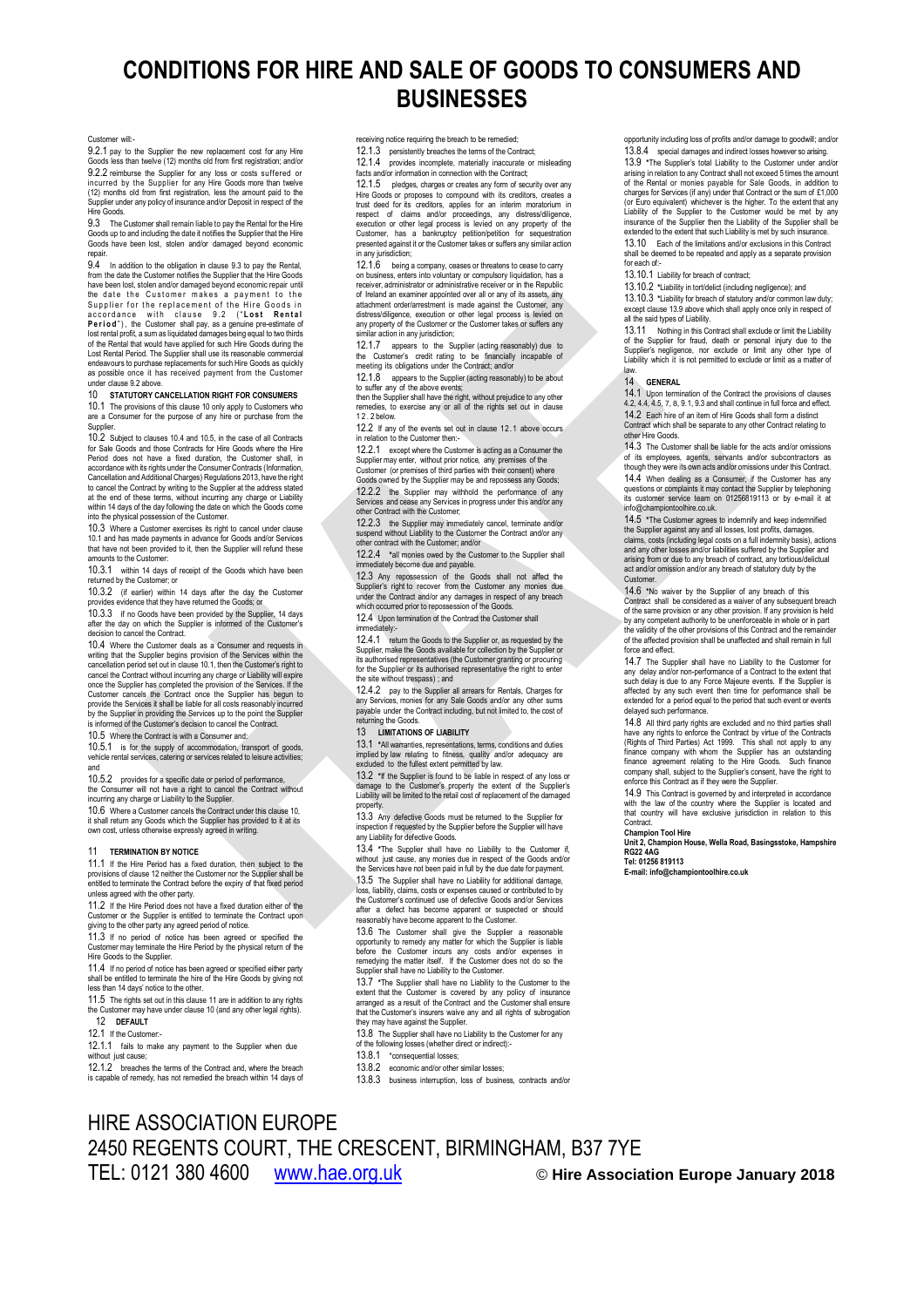# CONDITIONS FOR HIRE AND SALE OF GOODS TO CONSUMERS AND BUSINESSES

Customer will:-

9.2.1 pay to the Supplier the new replacement cost for any Hire Goods less than twelve (12) months old from first registration; and/or

9.2.2 reimburse the Supplier for any loss or costs suffered or incurred by the Supplier for any Hire Goods more than twelve (12) months old from first registration, less the amount paid to the Supplier under any policy of insurance and/or Deposit in respect of the Hire Goods.

9.3 The Customer shall remain liable to pay the Rental for the Hire Goods up to and including the date it notifies the Supplier that the Hire Goods have been lost, stolen and/or damaged beyond economic repair.

9.4 In addition to the obligation in clause 9.3 to pay the Rental, from the date the Customer notifies the Supplier that the Hire Goods have been lost, stolen and/or damaged beyond economic repair until the date the Customer makes a payment to the Supplier for the replacement of the Hire Goods in accordance with clause 9.2 ("**Lost Rental Period**"), the Customer shall pay, as a genuine pre-estimate of lost rental profit, a sum as liquidated damages being equal to two thirds of the Rental that would have applied for such Hire Goods during the Lost Rental Period. The Supplier shall use its reasonable commercial endeavours to purchase replacements for such Hire Goods as quickly as possible once it has received payment from the Customer under clause 9.2 above.

## 10 STATUTORY CANCELLATION RIGHT FOR CONSUMERS

10.1 The provisions of this clause 10 only apply to Customers who are a Consumer for the purpose of any hire or purchase from the Supplier.

10.2 Subject to clauses 10.4 and 10.5, in the case of all Contracts for Sale Goods and those Contracts for Hire Goods where the Hire Period does not have a fixed duration, the Customer shall, in accordance with its rights under the Consumer Contracts (Information, Cancellation and Additional Charges) Regulations 2013, have the right to cancel the Contract by writing to the Supplier at the address stated at the end of these terms, without incurring any charge or Liability within 14 days of the day following the date on which the Goods come into the physical possession of the Customer.

10.3 Where a Customer exercises its right to cancel under clause 10.1 and has made payments in advance for Goods and/or Services that have not been provided to it, then the Supplier will refund these amounts to the Customer:

10.3.1 within 14 days of receipt of the Goods which have been returned by the Customer; or

10.3.2 (if earlier) within 14 days after the day the Customer provides evidence that they have returned the Goods; or

10.3.3 if no Goods have been provided by the Supplier, 14 days after the day on which the Supplier is informed of the Customer's decision to cancel the Contract.

10.4 Where the Customer deals as a Consumer and requests in writing that the Supplier begins provision of the Services within the cancellation period set out in clause 10.1, then the Customer's right to cancel the Contract without incurring any charge or Liability will expire once the Supplier has completed the provision of the Services. If the Customer cancels the Contract once the Supplier has begun to provide the Services it shall be liable for all costs reasonably incurred by the Supplier in providing the Services up to the point the Supplier is informed of the Customer's decision to cancel the Contract.

10.5 Where the Contract is with a Consumer and:

10.5.1 is for the supply of accommodation, transport of goods, vehicle rental services, catering or services related to leisure activities; and

10.5.2 provides for a specific date or period of performance,

the Consumer will not have a right to cancel the Contract without incurring any charge or Liability to the Supplier.

10.6 Where a Customer cancels the Contract under this clause 10, it shall return any Goods which the Supplier has provided to it at its own cost, unless otherwise expressly agreed in writing.

## 11 TERMINATION BY NOTICE

11.1 If the Hire Period has a fixed duration, then subject to the provisions of clause 12 neither the Customer nor the Supplier shall be entitled to terminate the Contract before the expiry of that fixed period unless agreed with the other party.

11.2 If the Hire Period does not have a fixed duration either of the Customer or the Supplier is entitled to terminate the Contract upon giving to the other party any agreed period of notice.

11.3 If no period of notice has been agreed or specified the Customer may terminate the Hire Period by the physical return of the Hire Goods to the Supplier.

11.4 If no period of notice has been agreed or specified either party shall be entitled to terminate the hire of the Hire Goods by giving not less than 14 days' notice to the other.

11.5 The rights set out in this clause 11 are in addition to any rights the Customer may have under clause 10 (and any other legal rights).

## 12 DEFAULT

12.1 If the Customer:-

12.1.1 fails to make any payment to the Supplier when due without just cause;

12.1.2 breaches the terms of the Contract and, where the breach is capable of remedy, has not remedied the breach within 14 days of receiving notice requiring the breach to be remedied;

12.1.3 persistently breaches the terms of the Contract;

12.1.4 provides incomplete, materially inaccurate or misleading facts and/or information in connection with the Contract;

12.1.5 pledges, charges or creates any form of security over any Hire Goods or proposes to compound with its creditors, creates a trust deed for its creditors, applies for an interim moratorium in respect of claims and/or proceedings, any distress/diligence, execution or other legal process is levied on any property of the Customer, has a bankruptcy petition/petition for sequestration presented against it or the Customer takes or suffers any similar action in any jurisdiction;

12.1.6 being a company, ceases or threatens to cease to carry on business, enters into voluntary or compulsory liquidation, has a receiver, administrator or administrative receiver or in the Republic of Ireland an examiner appointed over all or any of its assets, any attachment order/arrestment is made against the Customer, any distress/diligence, execution or other legal process is levied on any property of the Customer or the Customer takes or suffers any similar action in any jurisdiction;

12.1.7 appears to the Supplier (acting reasonably) due to the Customer's credit rating to be financially incapable of meeting its obligations under the Contract; and/or

12.1.8 appears to the Supplier (acting reasonably) to be about to suffer any of the above events;

then the Supplier shall have the right, without prejudice to any other remedies, to exercise any or all of the rights set out in clause 12.2 below.

12.2 If any of the events set out in clause 12.1 above occurs in relation to the Customer then:-

12.2.1 except where the Customer is acting as a Consumer the Supplier may enter, without prior notice, any premises of the Customer (or premises of third parties with their consent) where Goods owned by the Supplier may be and repossess any Goods;

12.2.2 the Supplier may withhold the performance of any Services and cease any Services in progress under this and/or any other Contract with the Customer;

12.2.3 the Supplier may immediately cancel, terminate and/or suspend without Liability to the Customer the Contract and/or any other contract with the Customer; and/or

12.2.4 *all monies owed by the Customer to the Supplier shall immediately become due and payable.

12.3 Any repossession of the Goods shall not affect the Supplier's right to recover from the Customer any monies due under the Contract and/or any damages in respect of any breach which occurred prior to repossession of the Goods.

12.4 Upon termination of the Contract the Customer shall immediately:-

12.4.1 return the Goods to the Supplier or, as requested by the Supplier, make the Goods available for collection by the Supplier or its authorised representatives (the Customer granting or procuring for the Supplier or its authorised representative the right to enter the site without trespass) ; and

12.4.2 pay to the Supplier all arrears for Rentals, Charges for any Services, monies for any Sale Goods and/or any other sums payable under the Contract including, but not limited to, the cost of returning the Goods.

## 13 LIMITATIONS OF LIABILITY

13.1 *All warranties, representations, terms, conditions and duties implied by law relating to fitness, quality and/or adequacy are excluded to the fullest extent permitted by law.

13.2 *If the Supplier is found to be liable in respect of any loss or damage to the Customer's property the extent of the Supplier's Liability will be limited to the retail cost of replacement of the damaged property.

13.3 Any defective Goods must be returned to the Supplier for inspection if requested by the Supplier before the Supplier will have any Liability for defective Goods.

13.4 *The Supplier shall have no Liability to the Customer if, without just cause, any monies due in respect of the Goods and/or the Services have not been paid in full by the due date for payment.

13.5 The Supplier shall have no Liability for additional damage, loss, liability, claims, costs or expenses caused or contributed to by the Customer's continued use of defective Goods and/or Services after a defect has become apparent or suspected or should reasonably have become apparent to the Customer.

13.6 The Customer shall give the Supplier a reasonable opportunity to remedy any matter for which the Supplier is liable before the Customer incurs any costs and/or expenses in remedying the matter itself. If the Customer does not do so the Supplier shall have no Liability to the Customer.

13.7 *The Supplier shall have no Liability to the Customer to the extent that the Customer is covered by any policy of insurance arranged as a result of the Contract and the Customer shall ensure that the Customer's insurers waive any and all rights of subrogation they may have against the Supplier.

13.8 The Supplier shall have no Liability to the Customer for any of the following losses (whether direct or indirect):-

13.8.1 *consequential losses;

13.8.2 economic and/or other similar losses;

13.8.3 business interruption, loss of business, contracts and/or opportunity including loss of profits and/or damage to goodwill; and/or

13.8.4 special damages and indirect losses however so arising.

13.9 *The Supplier's total Liability to the Customer under and/or arising in relation to any Contract shall not exceed 5 times the amount of the Rental or monies payable for Sale Goods, in addition to charges for Services (if any) under that Contract or the sum of £1,000 (or Euro equivalent) whichever is the higher. To the extent that any Liability of the Supplier to the Customer would be met by any insurance of the Supplier then the Liability of the Supplier shall be extended to the extent that such Liability is met by such insurance.

13.10 Each of the limitations and/or exclusions in this Contract shall be deemed to be repeated and apply as a separate provision for each of:-

13.10.1 Liability for breach of contract;

13.10.2 *Liability in tort/delict (including negligence); and

13.10.3 *Liability for breach of statutory and/or common law duty; except clause 13.9 above which shall apply once only in respect of all the said types of Liability.

13.11 Nothing in this Contract shall exclude or limit the Liability of the Supplier for fraud, death or personal injury due to the Supplier's negligence, nor exclude or limit any other type of Liability which it is not permitted to exclude or limit as a matter of law.

## 14 GENERAL

14.1 Upon termination of the Contract the provisions of clauses 4.2, 4.4, 4.5, 7, 8, 9.1, 9.3 and shall continue in full force and effect.

14.2 Each hire of an item of Hire Goods shall form a distinct Contract which shall be separate to any other Contract relating to other Hire Goods.

14.3 The Customer shall be liable for the acts and/or omissions of its employees, agents, servants and/or subcontractors as though they were its own acts and/or omissions under this Contract.

14.4 When dealing as a Consumer, if the Customer has any questions or complaints it may contact the Supplier by telephoning its customer service team on 01256819113 or by e-mail it at info@championtoolhire.co.uk.

14.5 *The Customer agrees to indemnify and keep indemnified the Supplier against any and all losses, lost profits, damages, claims, costs (including legal costs on a full indemnity basis), actions and any other losses and/or liabilities suffered by the Supplier and arising from or due to any breach of contract, any tortious/delictual act and/or omission and/or any breach of statutory duty by the Customer.

14.6 *No waiver by the Supplier of any breach of this Contract shall be considered as a waiver of any subsequent breach of the same provision or any other provision. If any provision is held by any competent authority to be unenforceable in whole or in part the validity of the other provisions of this Contract and the remainder of the affected provision shall be unaffected and shall remain in full force and effect.

14.7 The Supplier shall have no Liability to the Customer for any delay and/or non-performance of a Contract to the extent that such delay is due to any Force Majeure events. If the Supplier is affected by any such event then time for performance shall be extended for a period equal to the period that such event or events delayed such performance.

14.8 All third party rights are excluded and no third parties shall have any rights to enforce the Contract by virtue of the Contracts (Rights of Third Parties) Act 1999. This shall not apply to any finance company with whom the Supplier has an outstanding finance agreement relating to the Hire Goods. Such finance company shall, subject to the Supplier's consent, have the right to enforce this Contract as if they were the Supplier.

14.9 This Contract is governed by and interpreted in accordance with the law of the country where the Supplier is located and that country will have exclusive jurisdiction in relation to this Contract.

**Champion Tool Hire**
**Unit 2, Champion House, Wella Road, Basingstoke, Hampshire RG22 4AG**
**Tel: 01256 819113**
**E-mail: info@championtoolhire.co.uk**

HIRE ASSOCIATION EUROPE
2450 REGENTS COURT, THE CRESCENT, BIRMINGHAM, B37 7YE
TEL: 0121 380 4600 www.hae.org.uk © **Hire Association Europe January 2018**